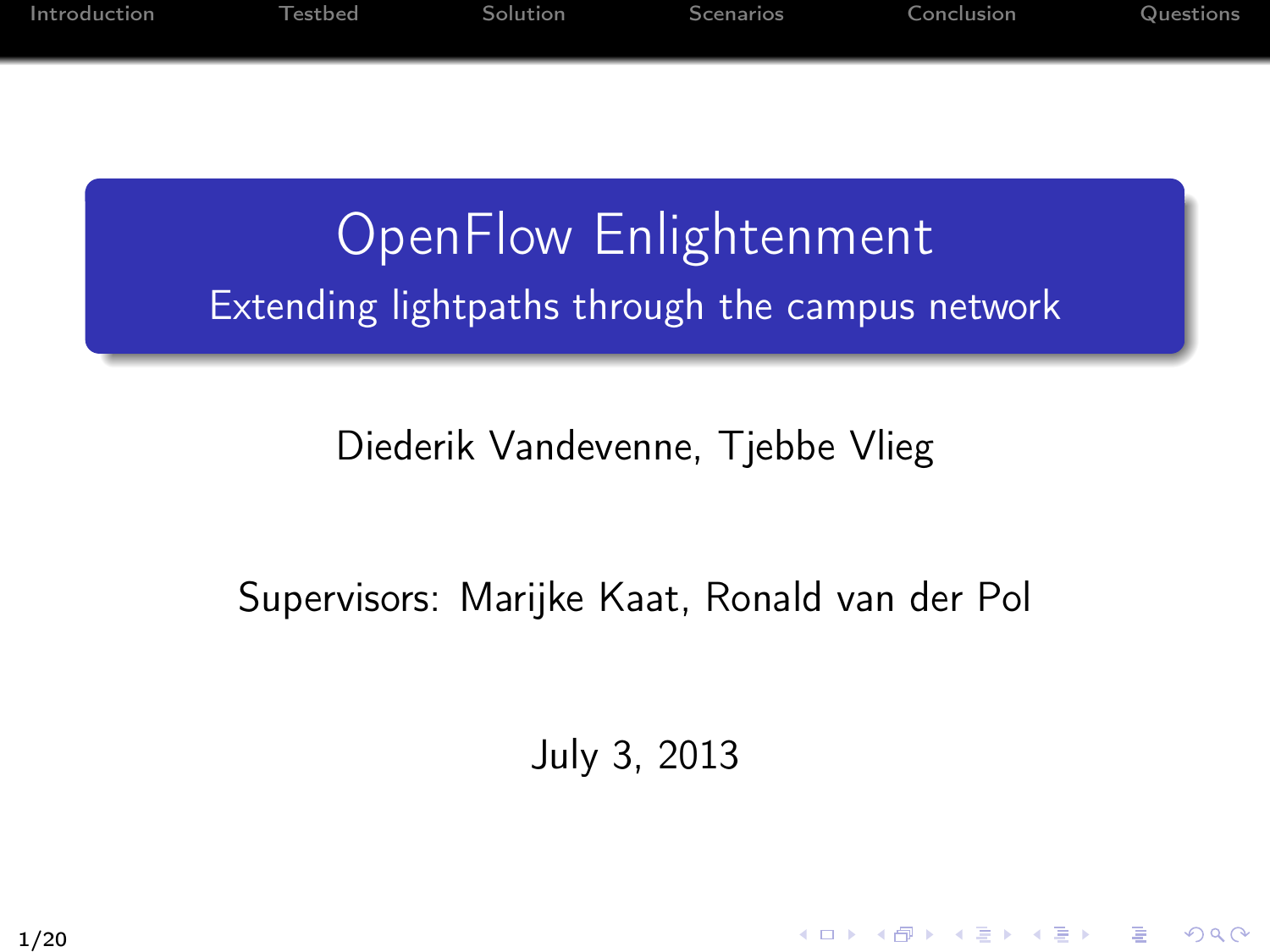# OpenFlow Enlightenment

## Extending lightpaths through the campus network

Diederik Vandevenne, Tjebbe Vlieg

Supervisors: Marijke Kaat, Ronald van der Pol

July 3, 2013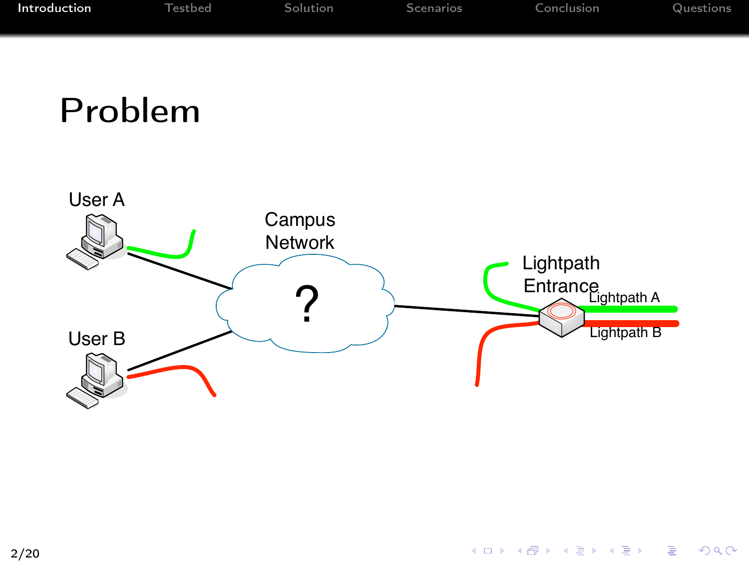# Problem

User A

User B

Campus Network

?

Lightpath Entrance

Lightpath A

Lightpath B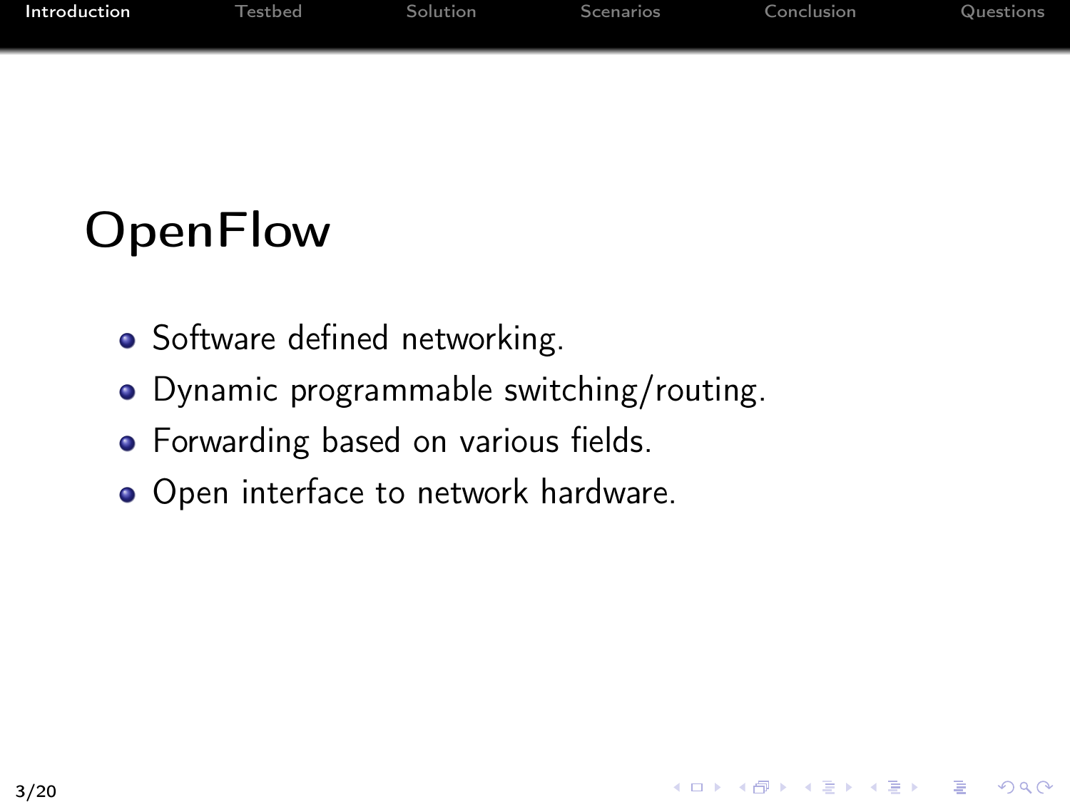# OpenFlow

- Software defined networking.
- Dynamic programmable switching/routing.
- Forwarding based on various fields.
- Open interface to network hardware.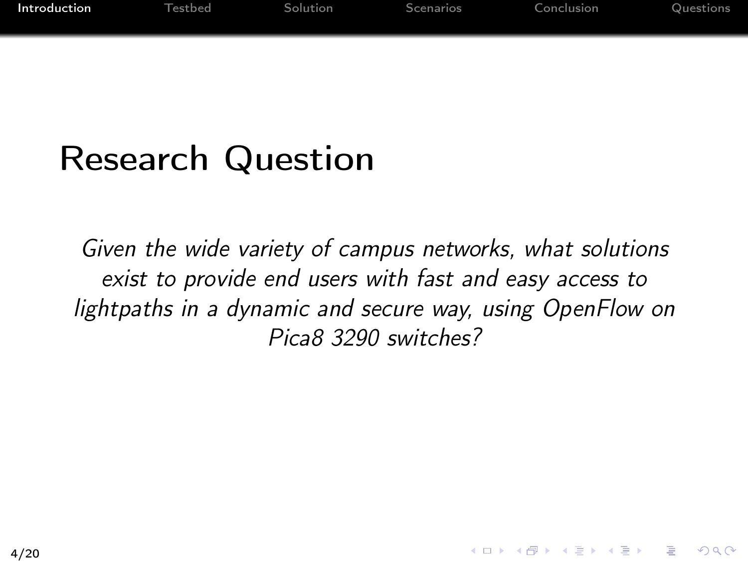# Research Question

*Given the wide variety of campus networks, what solutions exist to provide end users with fast and easy access to lightpaths in a dynamic and secure way, using OpenFlow on Pica8 3290 switches?*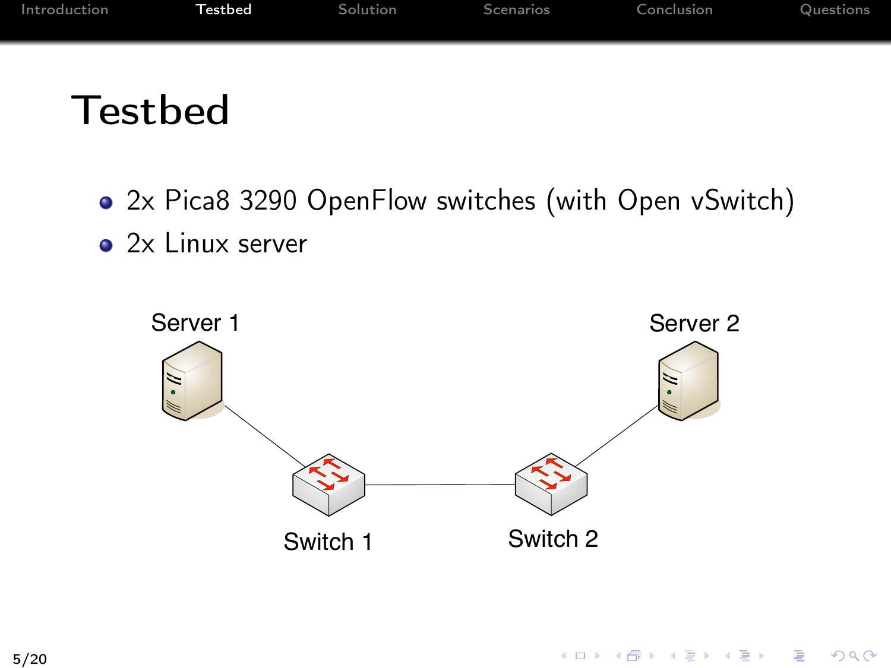# Testbed

- 2x Pica8 3290 OpenFlow switches (with Open vSwitch)
- 2x Linux server

Server 1

Server 2

Switch 1

Switch 2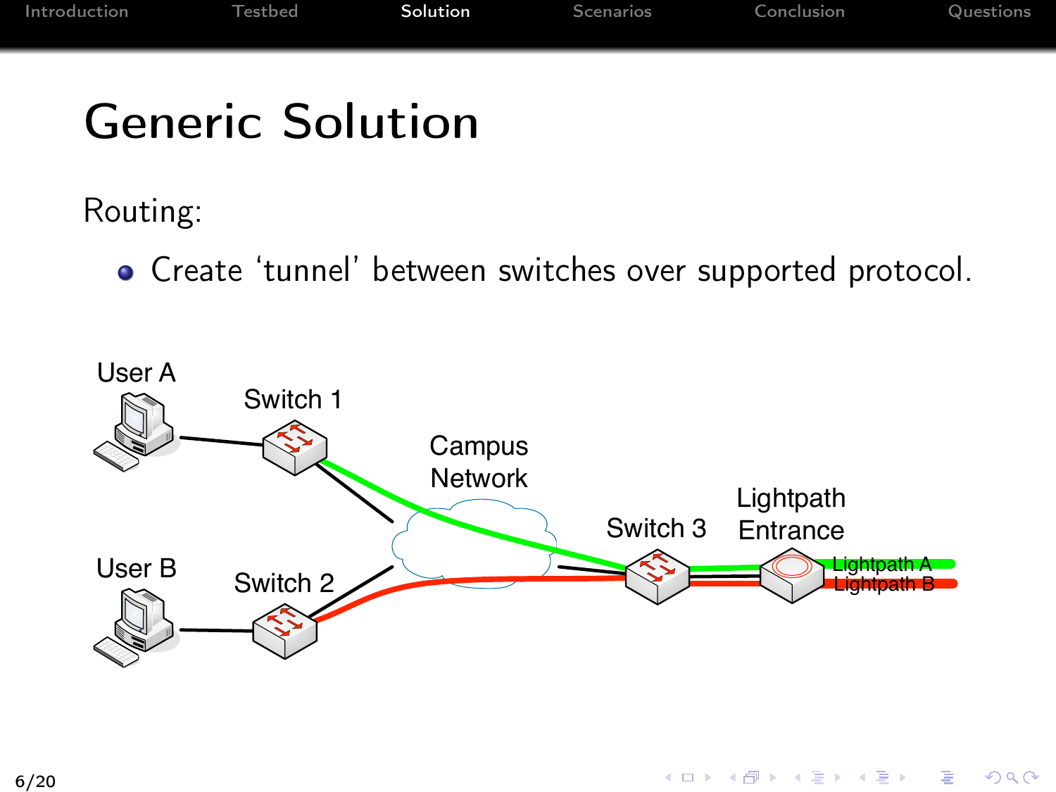# Generic Solution

Routing:

- Create 'tunnel' between switches over supported protocol.

User A

Switch 1

Campus Network

User B

Switch 2

Switch 3

Lightpath Entrance

Lightpath A

Lightpath B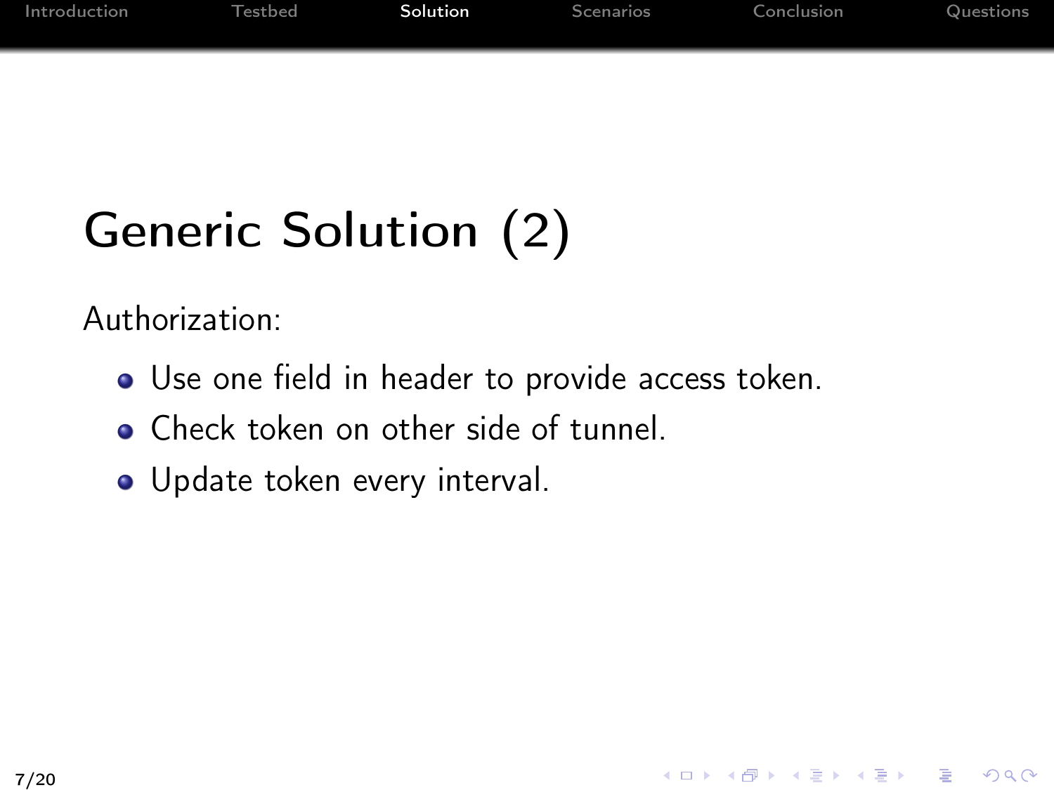# Generic Solution (2)

Authorization:

- Use one field in header to provide access token.
- Check token on other side of tunnel.
- Update token every interval.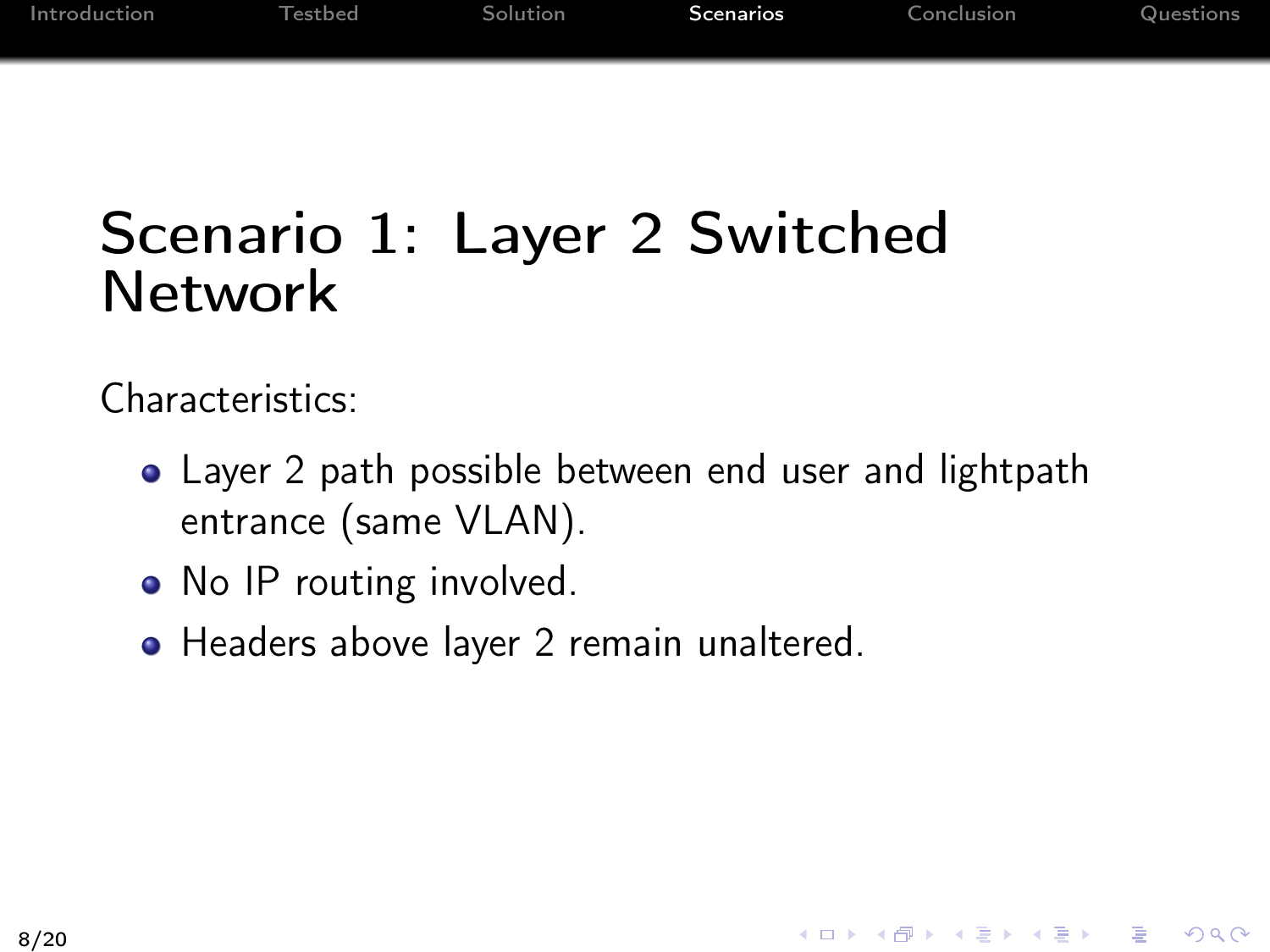# Scenario 1: Layer 2 Switched Network

Characteristics:

- Layer 2 path possible between end user and lightpath entrance (same VLAN).
- No IP routing involved.
- Headers above layer 2 remain unaltered.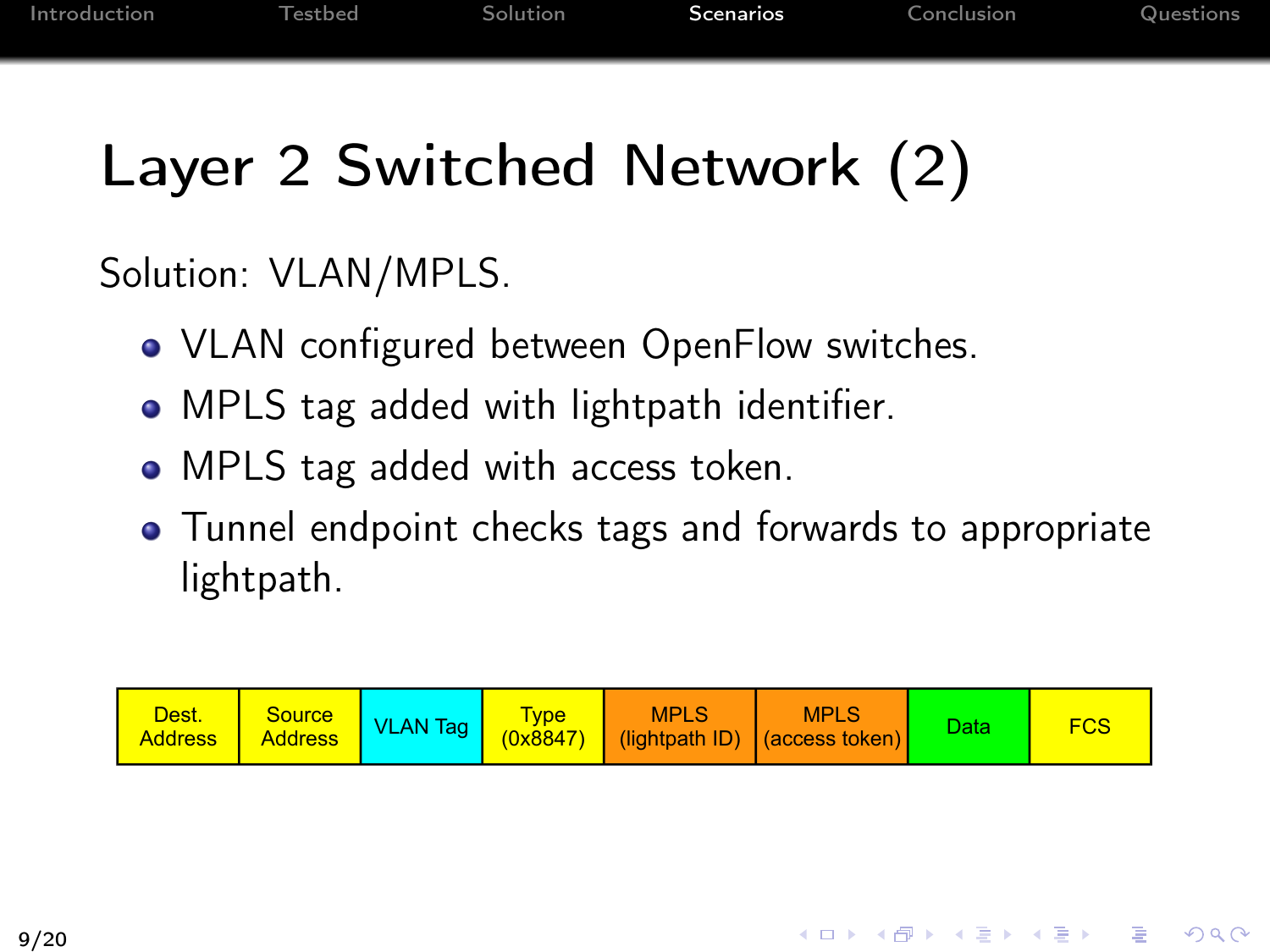# Layer 2 Switched Network (2)

Solution: VLAN/MPLS.

- VLAN configured between OpenFlow switches.
- MPLS tag added with lightpath identifier.
- MPLS tag added with access token.
- Tunnel endpoint checks tags and forwards to appropriate lightpath.

| Dest. Address | Source Address | VLAN Tag | Type (0x8847) | MPLS (lightpath ID) | MPLS (access token) | Data | FCS |
|---|---|---|---|---|---|---|---|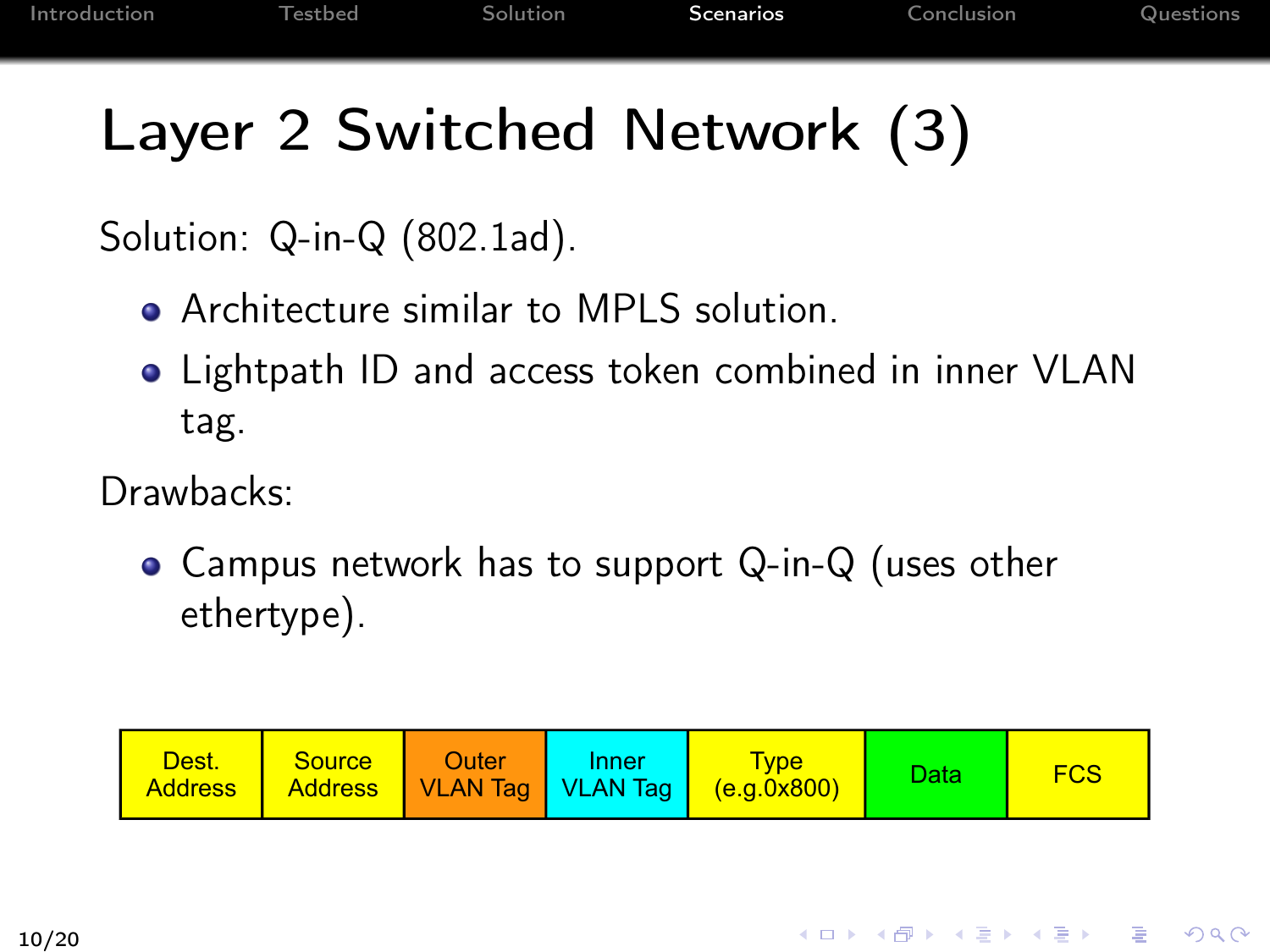# Layer 2 Switched Network (3)

Solution: Q-in-Q (802.1ad).

- Architecture similar to MPLS solution.
- Lightpath ID and access token combined in inner VLAN tag.

Drawbacks:

- Campus network has to support Q-in-Q (uses other ethertype).

| Dest. Address | Source Address | Outer VLAN Tag | Inner VLAN Tag | Type (e.g.0x800) | Data | FCS |
|---|---|---|---|---|---|---|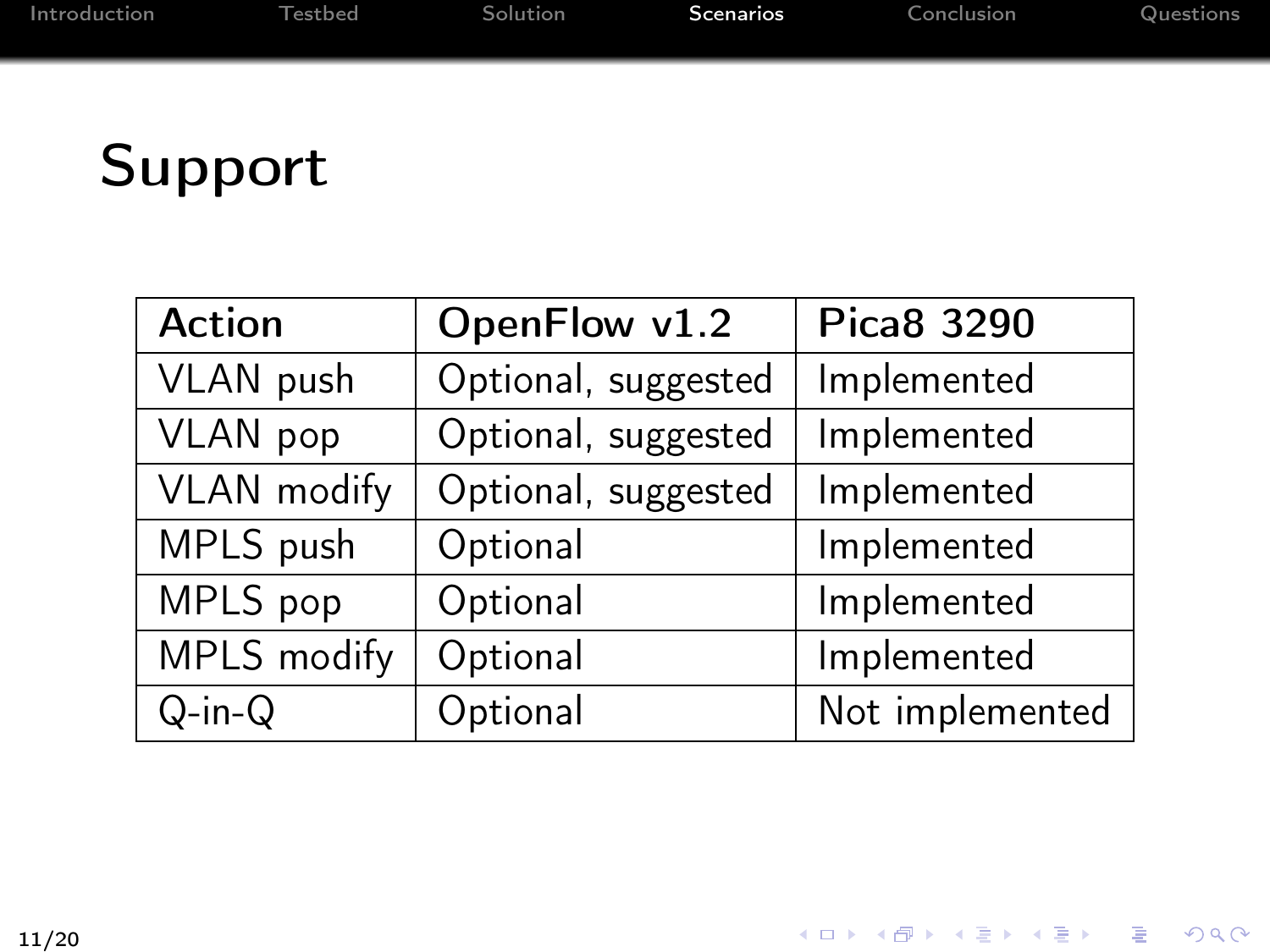# Support

| Action | OpenFlow v1.2 | Pica8 3290 |
|---|---|---|
| VLAN push | Optional, suggested | Implemented |
| VLAN pop | Optional, suggested | Implemented |
| VLAN modify | Optional, suggested | Implemented |
| MPLS push | Optional | Implemented |
| MPLS pop | Optional | Implemented |
| MPLS modify | Optional | Implemented |
| Q-in-Q | Optional | Not implemented |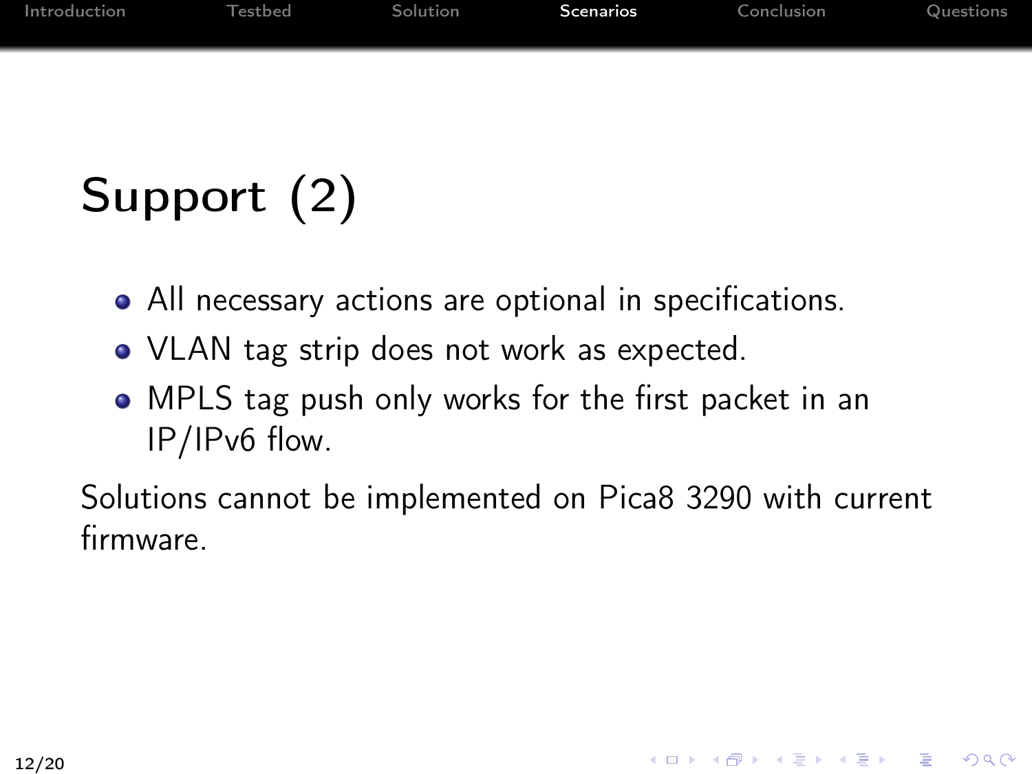# Support (2)

- All necessary actions are optional in specifications.
- VLAN tag strip does not work as expected.
- MPLS tag push only works for the first packet in an IP/IPv6 flow.

Solutions cannot be implemented on Pica8 3290 with current firmware.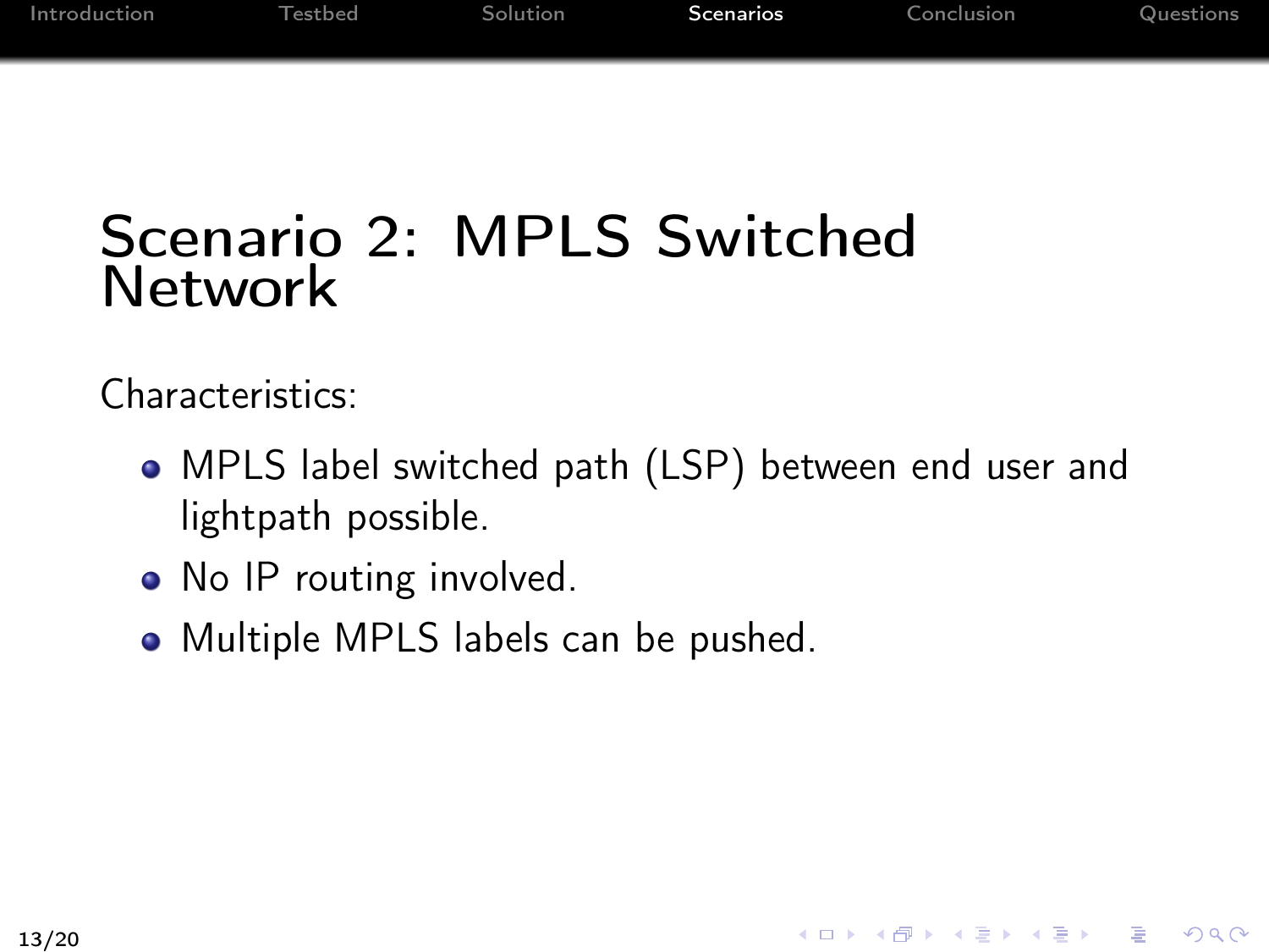# Scenario 2: MPLS Switched Network

Characteristics:

- MPLS label switched path (LSP) between end user and lightpath possible.
- No IP routing involved.
- Multiple MPLS labels can be pushed.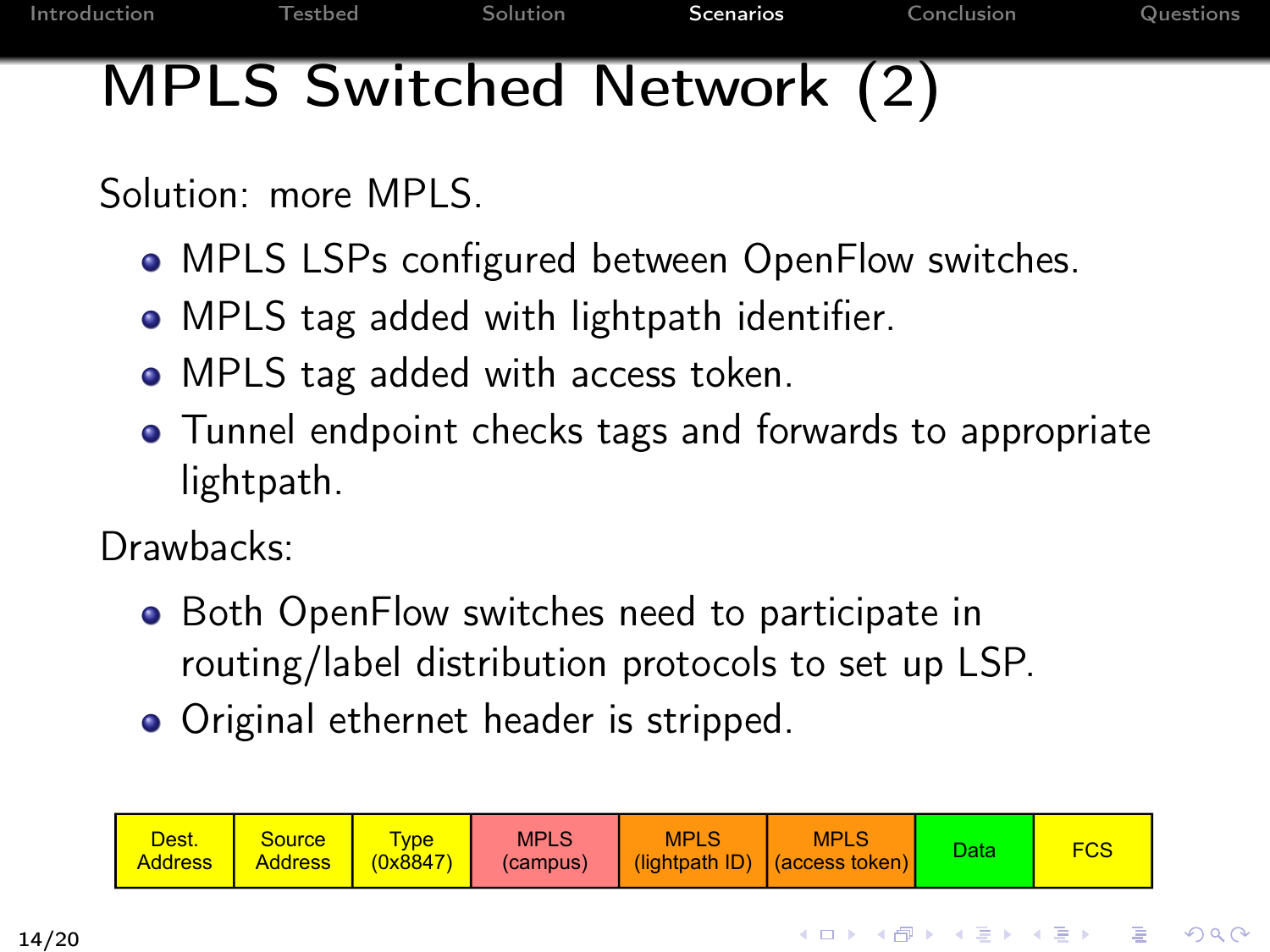# MPLS Switched Network (2)

Solution: more MPLS.

- MPLS LSPs configured between OpenFlow switches.
- MPLS tag added with lightpath identifier.
- MPLS tag added with access token.
- Tunnel endpoint checks tags and forwards to appropriate lightpath.

Drawbacks:

- Both OpenFlow switches need to participate in routing/label distribution protocols to set up LSP.
- Original ethernet header is stripped.

| Dest. Address | Source Address | Type (0x8847) | MPLS (campus) | MPLS (lightpath ID) | MPLS (access token) | Data | FCS |
|---|---|---|---|---|---|---|---|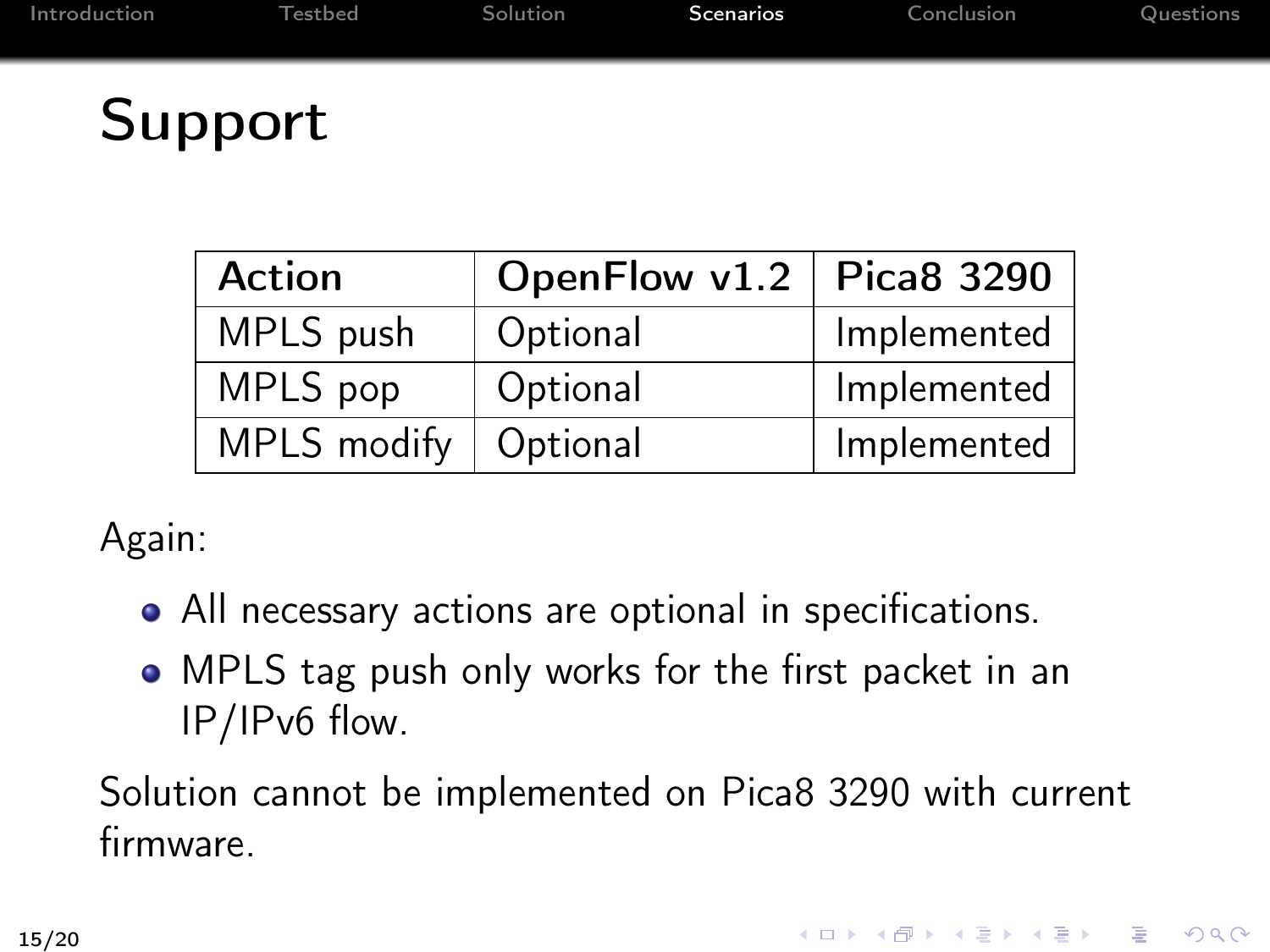# Support

| Action | OpenFlow v1.2 | Pica8 3290 |
|---|---|---|
| MPLS push | Optional | Implemented |
| MPLS pop | Optional | Implemented |
| MPLS modify | Optional | Implemented |

Again:

- All necessary actions are optional in specifications.
- MPLS tag push only works for the first packet in an IP/IPv6 flow.

Solution cannot be implemented on Pica8 3290 with current firmware.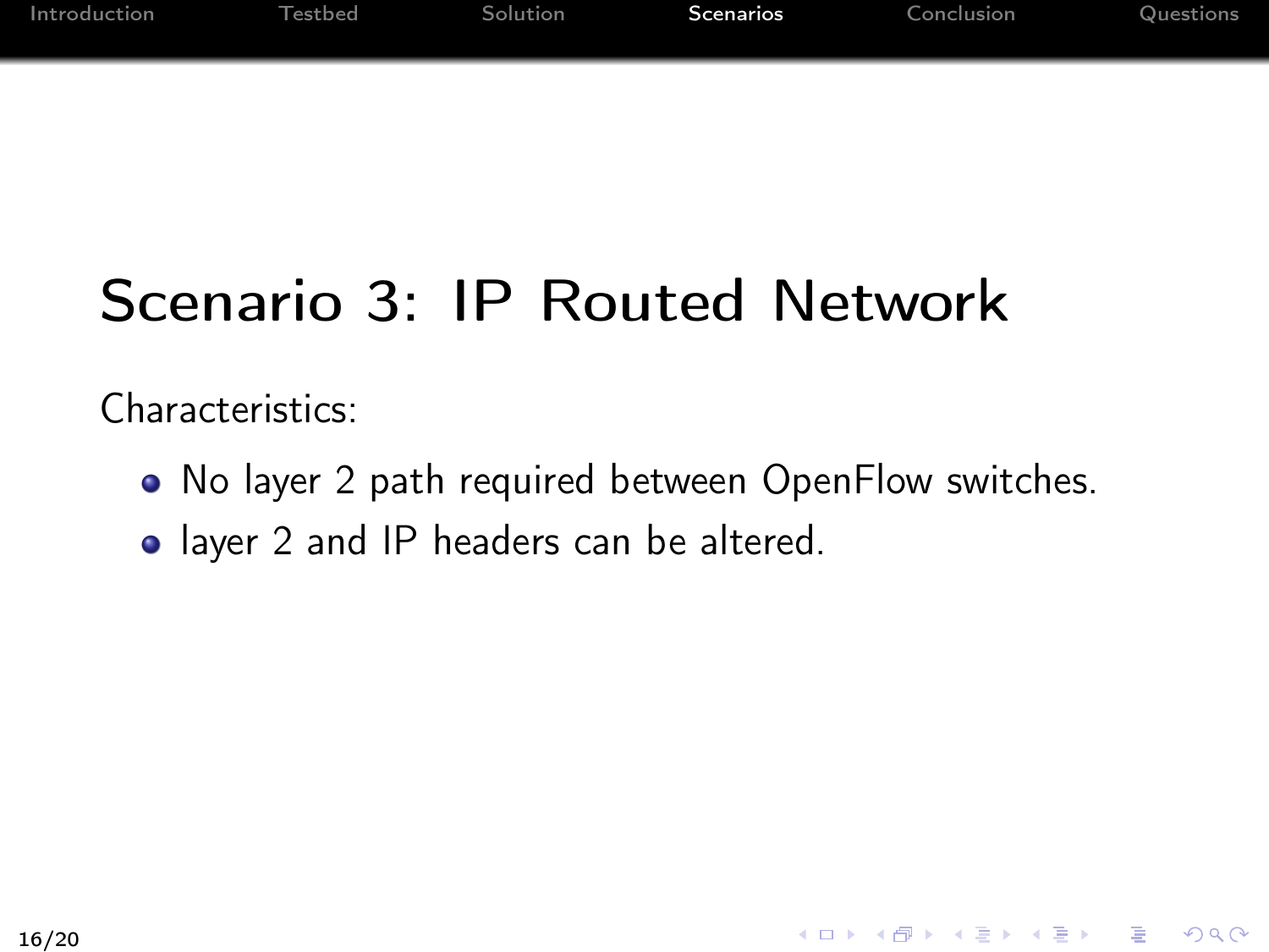# Scenario 3: IP Routed Network

Characteristics:

- No layer 2 path required between OpenFlow switches.
- layer 2 and IP headers can be altered.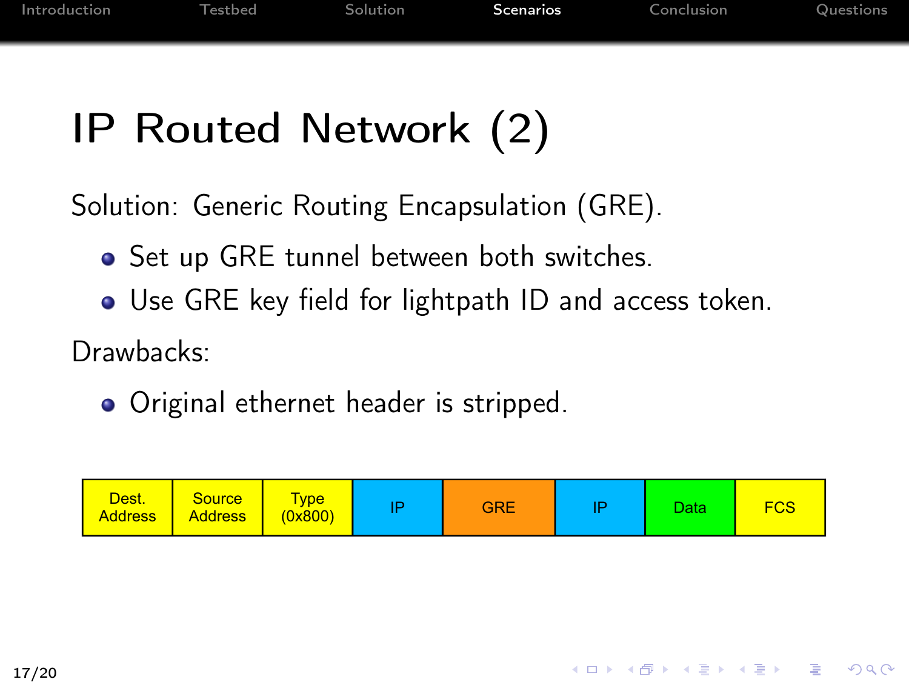# IP Routed Network (2)

Solution: Generic Routing Encapsulation (GRE).

- Set up GRE tunnel between both switches.
- Use GRE key field for lightpath ID and access token.

Drawbacks:

- Original ethernet header is stripped.

| Dest. Address | Source Address | Type (0x800) | IP | GRE | IP | Data | FCS |
|---|---|---|---|---|---|---|---|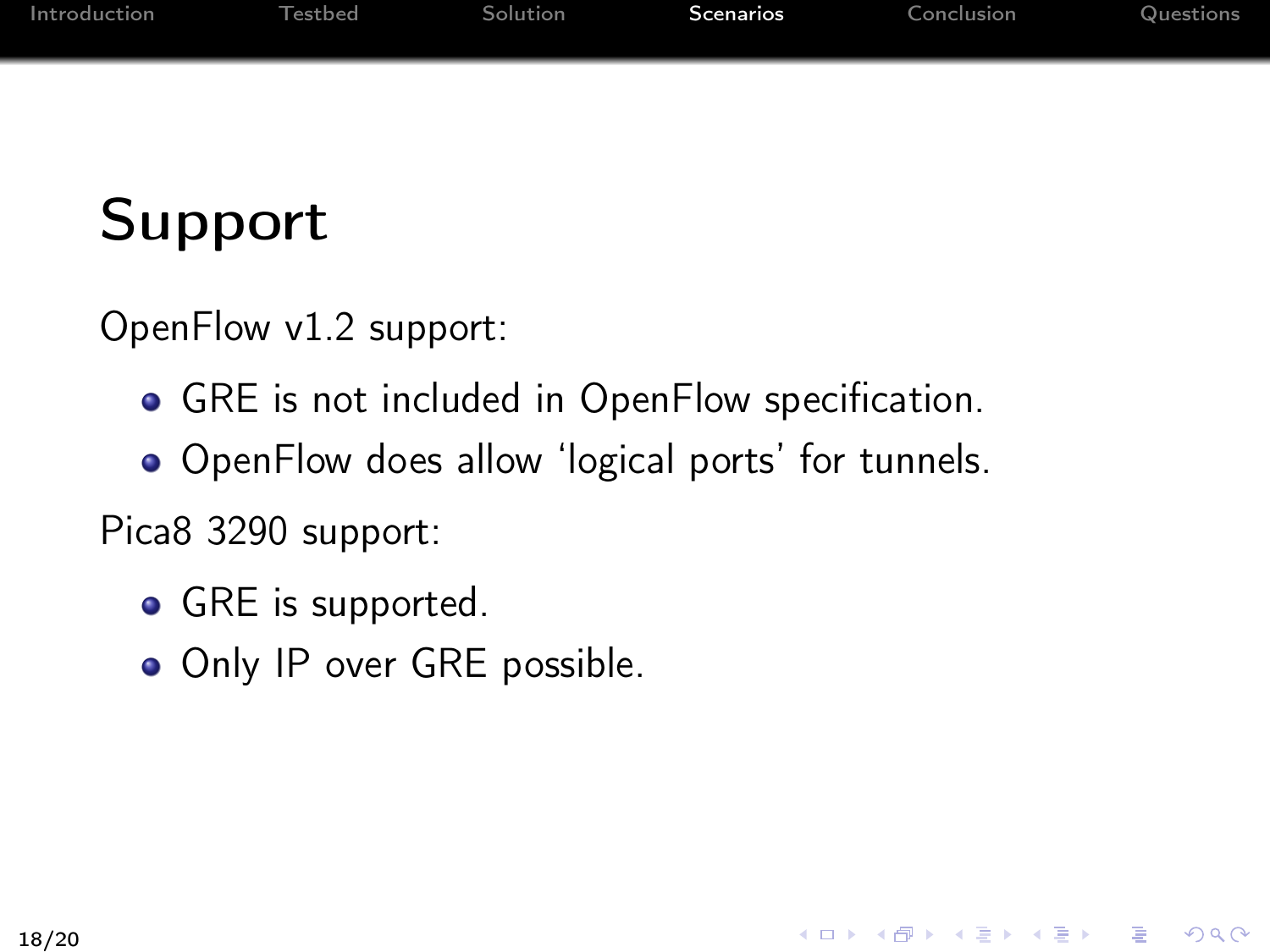# Support

OpenFlow v1.2 support:

- GRE is not included in OpenFlow specification.
- OpenFlow does allow 'logical ports' for tunnels.

Pica8 3290 support:

- GRE is supported.
- Only IP over GRE possible.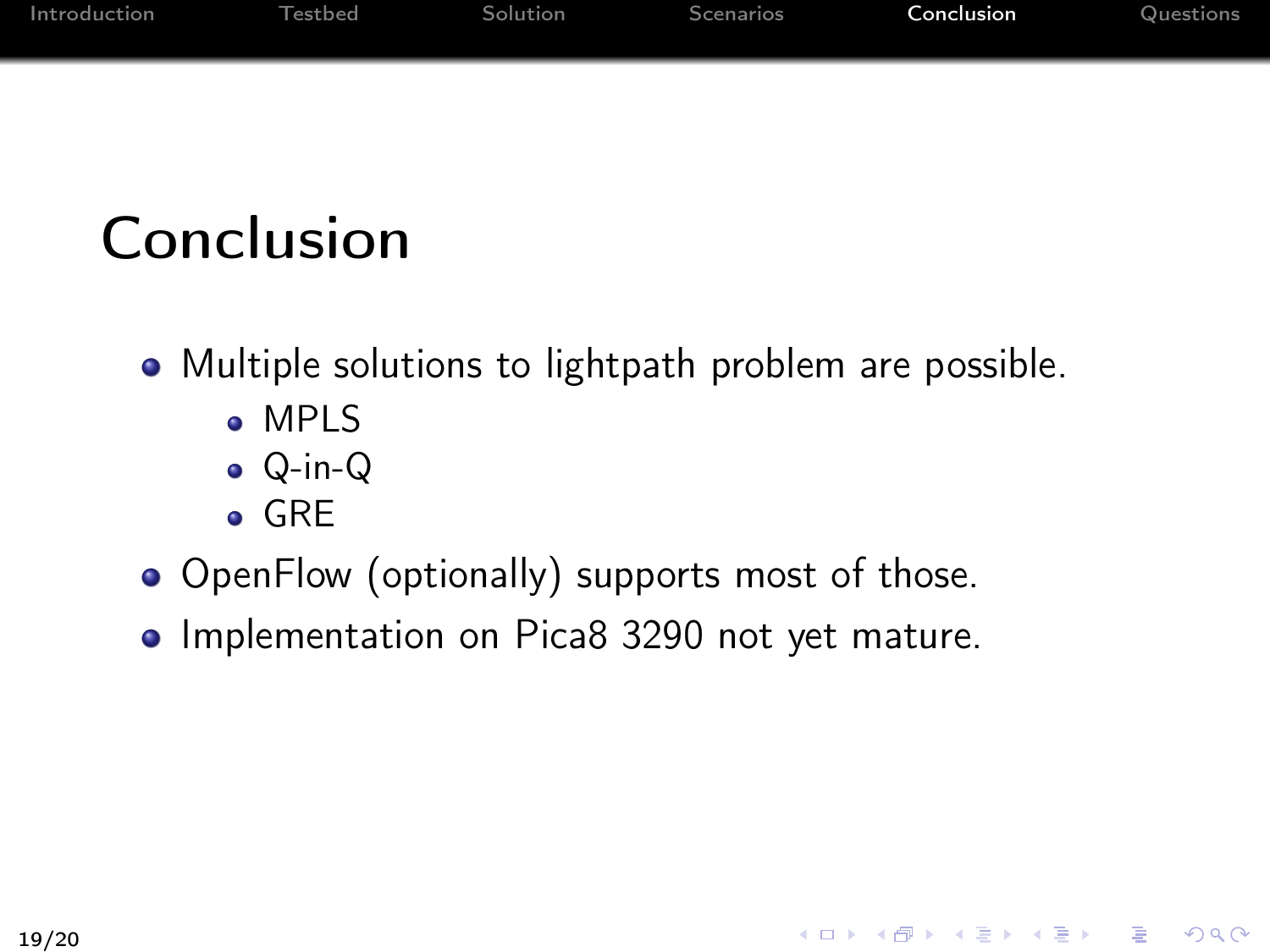# Conclusion

- Multiple solutions to lightpath problem are possible.
  - MPLS
  - Q-in-Q
  - GRE
- OpenFlow (optionally) supports most of those.
- Implementation on Pica8 3290 not yet mature.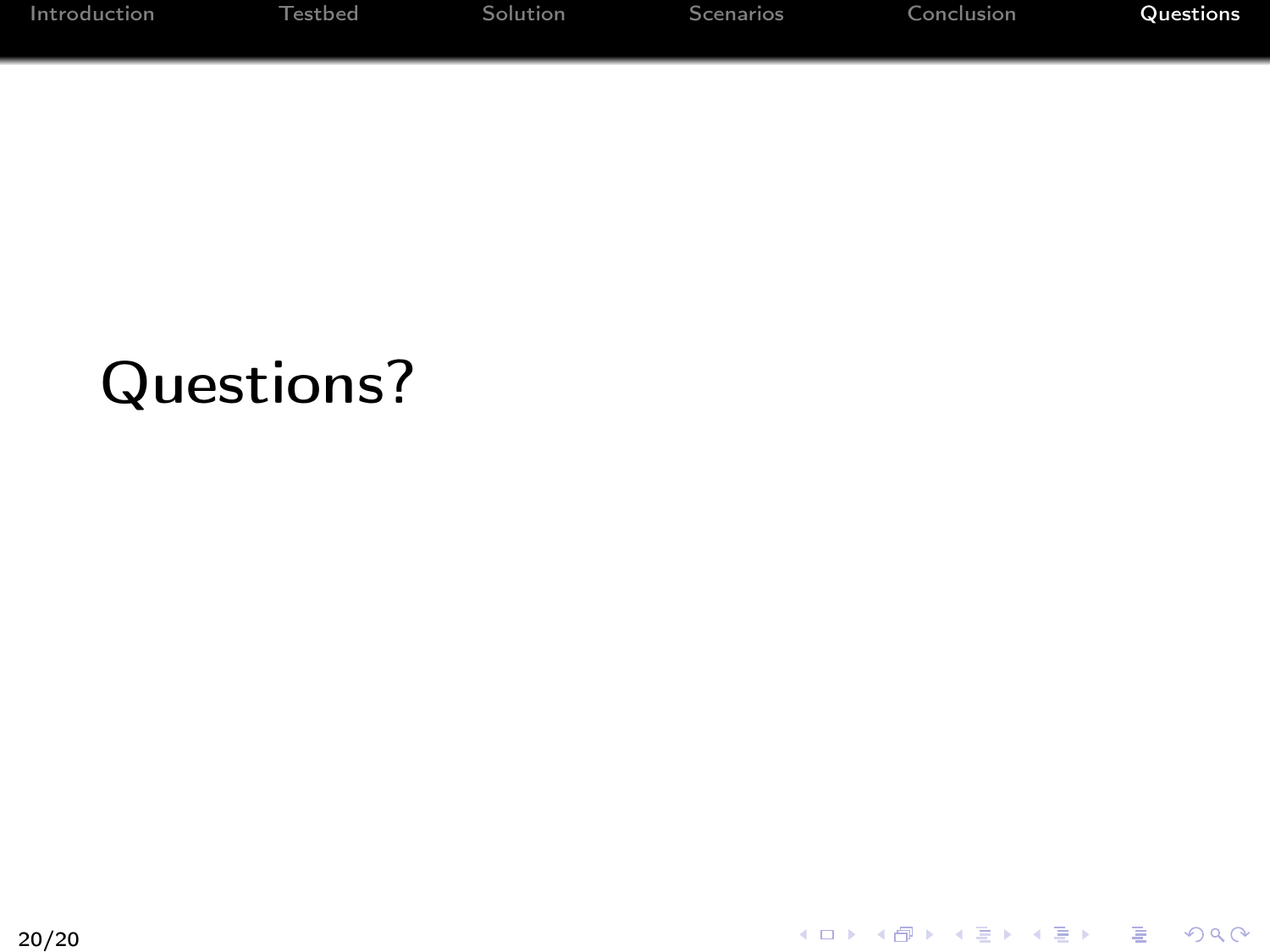# Questions?